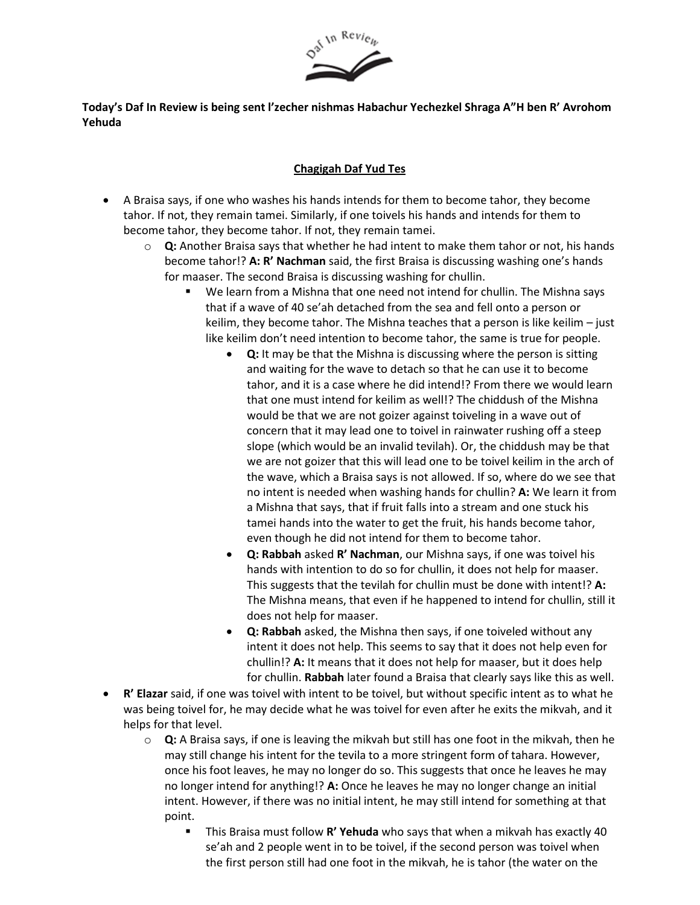**Today's Daf In Review is being sent l'zecher nishmas Habachur Yechezkel Shraga A"H ben R' Avrohom Yehuda**

**Chagigah Daf Yud Tes**

- A Braisa says, if one who washes his hands intends for them to become tahor, they become tahor. If not, they remain tamei. Similarly, if one toivels his hands and intends for them to become tahor, they become tahor. If not, they remain tamei.
  - **Q:** Another Braisa says that whether he had intent to make them tahor or not, his hands become tahor!? **A: R' Nachman** said, the first Braisa is discussing washing one's hands for maaser. The second Braisa is discussing washing for chullin.
    - We learn from a Mishna that one need not intend for chullin. The Mishna says that if a wave of 40 se'ah detached from the sea and fell onto a person or keilim, they become tahor. The Mishna teaches that a person is like keilim – just like keilim don't need intention to become tahor, the same is true for people.
      - **Q:** It may be that the Mishna is discussing where the person is sitting and waiting for the wave to detach so that he can use it to become tahor, and it is a case where he did intend!? From there we would learn that one must intend for keilim as well!? The chiddush of the Mishna would be that we are not goizer against toiveling in a wave out of concern that it may lead one to toivel in rainwater rushing off a steep slope (which would be an invalid tevilah). Or, the chiddush may be that we are not goizer that this will lead one to be toivel keilim in the arch of the wave, which a Braisa says is not allowed. If so, where do we see that no intent is needed when washing hands for chullin? **A:** We learn it from a Mishna that says, that if fruit falls into a stream and one stuck his tamei hands into the water to get the fruit, his hands become tahor, even though he did not intend for them to become tahor.
      - **Q: Rabbah** asked **R' Nachman**, our Mishna says, if one was toivel his hands with intention to do so for chullin, it does not help for maaser. This suggests that the tevilah for chullin must be done with intent!? **A:** The Mishna means, that even if he happened to intend for chullin, still it does not help for maaser.
      - **Q: Rabbah** asked, the Mishna then says, if one toiveled without any intent it does not help. This seems to say that it does not help even for chullin!? **A:** It means that it does not help for maaser, but it does help for chullin. **Rabbah** later found a Braisa that clearly says like this as well.
- **R' Elazar** said, if one was toivel with intent to be toivel, but without specific intent as to what he was being toivel for, he may decide what he was toivel for even after he exits the mikvah, and it helps for that level.
  - **Q:** A Braisa says, if one is leaving the mikvah but still has one foot in the mikvah, then he may still change his intent for the tevila to a more stringent form of tahara. However, once his foot leaves, he may no longer do so. This suggests that once he leaves he may no longer intend for anything!? **A:** Once he leaves he may no longer change an initial intent. However, if there was no initial intent, he may still intend for something at that point.
    - This Braisa must follow **R' Yehuda** who says that when a mikvah has exactly 40 se'ah and 2 people went in to be toivel, if the second person was toivel when the first person still had one foot in the mikvah, he is tahor (the water on the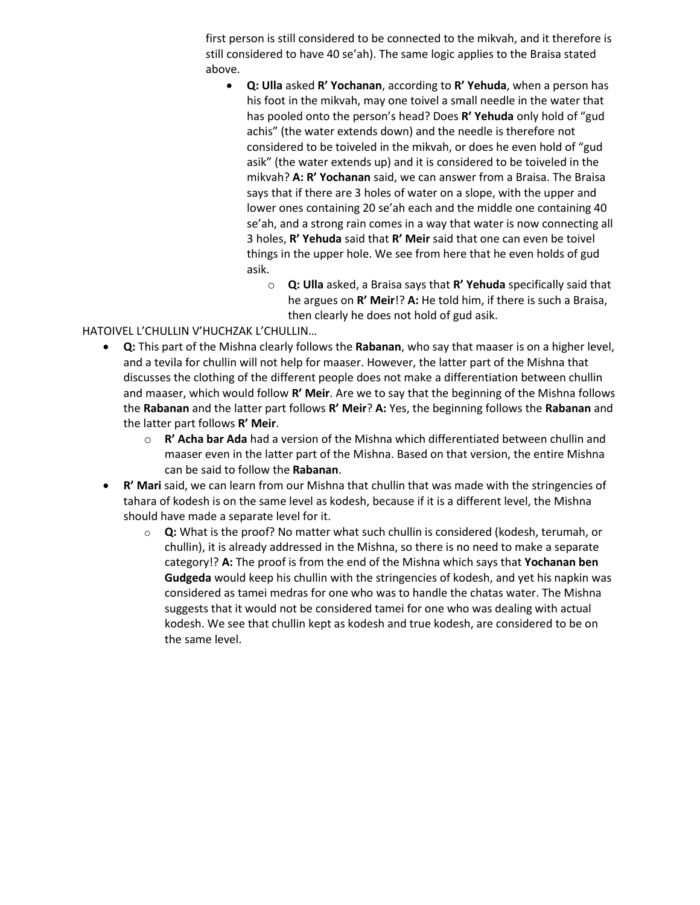first person is still considered to be connected to the mikvah, and it therefore is still considered to have 40 se'ah). The same logic applies to the Braisa stated above.

- **Q: Ulla** asked **R' Yochanan**, according to **R' Yehuda**, when a person has his foot in the mikvah, may one toivel a small needle in the water that has pooled onto the person's head? Does **R' Yehuda** only hold of "gud achis" (the water extends down) and the needle is therefore not considered to be toiveled in the mikvah, or does he even hold of "gud asik" (the water extends up) and it is considered to be toiveled in the mikvah? **A: R' Yochanan** said, we can answer from a Braisa. The Braisa says that if there are 3 holes of water on a slope, with the upper and lower ones containing 20 se'ah each and the middle one containing 40 se'ah, and a strong rain comes in a way that water is now connecting all 3 holes, **R' Yehuda** said that **R' Meir** said that one can even be toivel things in the upper hole. We see from here that he even holds of gud asik.
  - **Q: Ulla** asked, a Braisa says that **R' Yehuda** specifically said that he argues on **R' Meir**!? **A:** He told him, if there is such a Braisa, then clearly he does not hold of gud asik.

HATOIVEL L'CHULLIN V'HUCHZAK L'CHULLIN…

- **Q:** This part of the Mishna clearly follows the **Rabanan**, who say that maaser is on a higher level, and a tevila for chullin will not help for maaser. However, the latter part of the Mishna that discusses the clothing of the different people does not make a differentiation between chullin and maaser, which would follow **R' Meir**. Are we to say that the beginning of the Mishna follows the **Rabanan** and the latter part follows **R' Meir**? **A:** Yes, the beginning follows the **Rabanan** and the latter part follows **R' Meir**.
  - **R' Acha bar Ada** had a version of the Mishna which differentiated between chullin and maaser even in the latter part of the Mishna. Based on that version, the entire Mishna can be said to follow the **Rabanan**.
- **R' Mari** said, we can learn from our Mishna that chullin that was made with the stringencies of tahara of kodesh is on the same level as kodesh, because if it is a different level, the Mishna should have made a separate level for it.
  - **Q:** What is the proof? No matter what such chullin is considered (kodesh, terumah, or chullin), it is already addressed in the Mishna, so there is no need to make a separate category!? **A:** The proof is from the end of the Mishna which says that **Yochanan ben Gudgeda** would keep his chullin with the stringencies of kodesh, and yet his napkin was considered as tamei medras for one who was to handle the chatas water. The Mishna suggests that it would not be considered tamei for one who was dealing with actual kodesh. We see that chullin kept as kodesh and true kodesh, are considered to be on the same level.